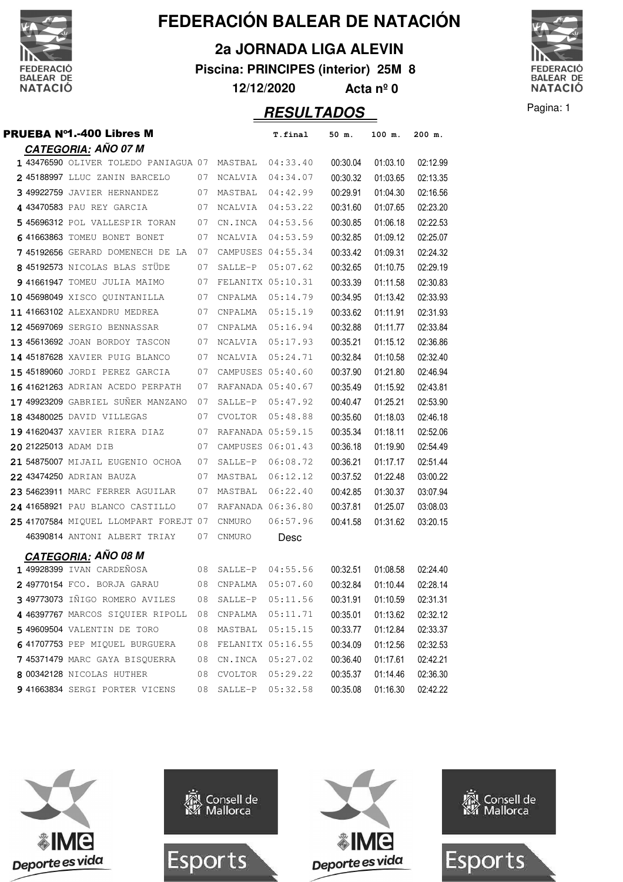# FEDERACIÓN BALEAR DE NATACIÓN

## 2a JORNADA LIGA ALEVIN

**Piscina: PRINCIPES (interior) 25M 8**

**12/12/2020** **Acta nº 0**

## *RESULTADOS*

### PRUEBA Nº1.-400 Libres M

#### *CATEGORIA: AÑO 07 M*

| Pos | Licencia | Nombre | Año | Club | T.final | 50 m. | 100 m. | 200 m. |
|---|---|---|---|---|---|---|---|---|
| 1 | 43476590 | OLIVER TOLEDO PANIAGUA | 07 | MASTBAL | 04:33.40 | 00:30.04 | 01:03.10 | 02:12.99 |
| 2 | 45188997 | LLUC ZANIN BARCELO | 07 | NCALVIA | 04:34.07 | 00:30.32 | 01:03.65 | 02:13.35 |
| 3 | 49922759 | JAVIER HERNANDEZ | 07 | MASTBAL | 04:42.99 | 00:29.91 | 01:04.30 | 02:16.56 |
| 4 | 43470583 | PAU REY GARCIA | 07 | NCALVIA | 04:53.22 | 00:31.60 | 01:07.65 | 02:23.20 |
| 5 | 45696312 | POL VALLESPIR TORAN | 07 | CN.INCA | 04:53.56 | 00:30.85 | 01:06.18 | 02:22.53 |
| 6 | 41663863 | TOMEU BONET BONET | 07 | NCALVIA | 04:53.59 | 00:32.85 | 01:09.12 | 02:25.07 |
| 7 | 45192656 | GERARD DOMENECH DE LA | 07 | CAMPUSES | 04:55.34 | 00:33.42 | 01:09.31 | 02:24.32 |
| 8 | 45192573 | NICOLAS BLAS STÜDE | 07 | SALLE-P | 05:07.62 | 00:32.65 | 01:10.75 | 02:29.19 |
| 9 | 41661947 | TOMEU JULIA MAIMO | 07 | FELANITX | 05:10.31 | 00:33.39 | 01:11.58 | 02:30.83 |
| 10 | 45698049 | XISCO QUINTANILLA | 07 | CNPALMA | 05:14.79 | 00:34.95 | 01:13.42 | 02:33.93 |
| 11 | 41663102 | ALEXANDRU MEDREA | 07 | CNPALMA | 05:15.19 | 00:33.62 | 01:11.91 | 02:31.93 |
| 12 | 45697069 | SERGIO BENNASSAR | 07 | CNPALMA | 05:16.94 | 00:32.88 | 01:11.77 | 02:33.84 |
| 13 | 45613692 | JOAN BORDOY TASCON | 07 | NCALVIA | 05:17.93 | 00:35.21 | 01:15.12 | 02:36.86 |
| 14 | 45187628 | XAVIER PUIG BLANCO | 07 | NCALVIA | 05:24.71 | 00:32.84 | 01:10.58 | 02:32.40 |
| 15 | 45189060 | JORDI PEREZ GARCIA | 07 | CAMPUSES | 05:40.60 | 00:37.90 | 01:21.80 | 02:46.94 |
| 16 | 41621263 | ADRIAN ACEDO PERPATH | 07 | RAFANADA | 05:40.67 | 00:35.49 | 01:15.92 | 02:43.81 |
| 17 | 49923209 | GABRIEL SUÑER MANZANO | 07 | SALLE-P | 05:47.92 | 00:40.47 | 01:25.21 | 02:53.90 |
| 18 | 43480025 | DAVID VILLEGAS | 07 | CVOLTOR | 05:48.88 | 00:35.60 | 01:18.03 | 02:46.18 |
| 19 | 41620437 | XAVIER RIERA DIAZ | 07 | RAFANADA | 05:59.15 | 00:35.34 | 01:18.11 | 02:52.06 |
| 20 | 21225013 | ADAM DIB | 07 | CAMPUSES | 06:01.43 | 00:36.18 | 01:19.90 | 02:54.49 |
| 21 | 54875007 | MIJAIL EUGENIO OCHOA | 07 | SALLE-P | 06:08.72 | 00:36.21 | 01:17.17 | 02:51.44 |
| 22 | 43474250 | ADRIAN BAUZA | 07 | MASTBAL | 06:12.12 | 00:37.52 | 01:22.48 | 03:00.22 |
| 23 | 54623911 | MARC FERRER AGUILAR | 07 | MASTBAL | 06:22.40 | 00:42.85 | 01:30.37 | 03:07.94 |
| 24 | 41658921 | PAU BLANCO CASTILLO | 07 | RAFANADA | 06:36.80 | 00:37.81 | 01:25.07 | 03:08.03 |
| 25 | 41707584 | MIQUEL LLOMPART FOREJT | 07 | CNMURO | 06:57.96 | 00:41.58 | 01:31.62 | 03:20.15 |
| | 46390814 | ANTONI ALBERT TRIAY | 07 | CNMURO | Desc | | | |

#### *CATEGORIA: AÑO 08 M*

| Pos | Licencia | Nombre | Año | Club | T.final | 50 m. | 100 m. | 200 m. |
|---|---|---|---|---|---|---|---|---|
| 1 | 49928399 | IVAN CARDEÑOSA | 08 | SALLE-P | 04:55.56 | 00:32.51 | 01:08.58 | 02:24.40 |
| 2 | 49770154 | FCO. BORJA GARAU | 08 | CNPALMA | 05:07.60 | 00:32.84 | 01:10.44 | 02:28.14 |
| 3 | 49773073 | IÑIGO ROMERO AVILES | 08 | SALLE-P | 05:11.56 | 00:31.91 | 01:10.59 | 02:31.31 |
| 4 | 46397767 | MARCOS SIQUIER RIPOLL | 08 | CNPALMA | 05:11.71 | 00:35.01 | 01:13.62 | 02:32.12 |
| 5 | 49609504 | VALENTIN DE TORO | 08 | MASTBAL | 05:15.15 | 00:33.77 | 01:12.84 | 02:33.37 |
| 6 | 41707753 | PEP MIQUEL BURGUERA | 08 | FELANITX | 05:16.55 | 00:34.09 | 01:12.56 | 02:32.53 |
| 7 | 45371479 | MARC GAYA BISQUERRA | 08 | CN.INCA | 05:27.02 | 00:36.40 | 01:17.61 | 02:42.21 |
| 8 | 00342128 | NICOLAS HUTHER | 08 | CVOLTOR | 05:29.22 | 00:35.37 | 01:14.46 | 02:36.30 |
| 9 | 41663834 | SERGI PORTER VICENS | 08 | SALLE-P | 05:32.58 | 00:35.08 | 01:16.30 | 02:42.22 |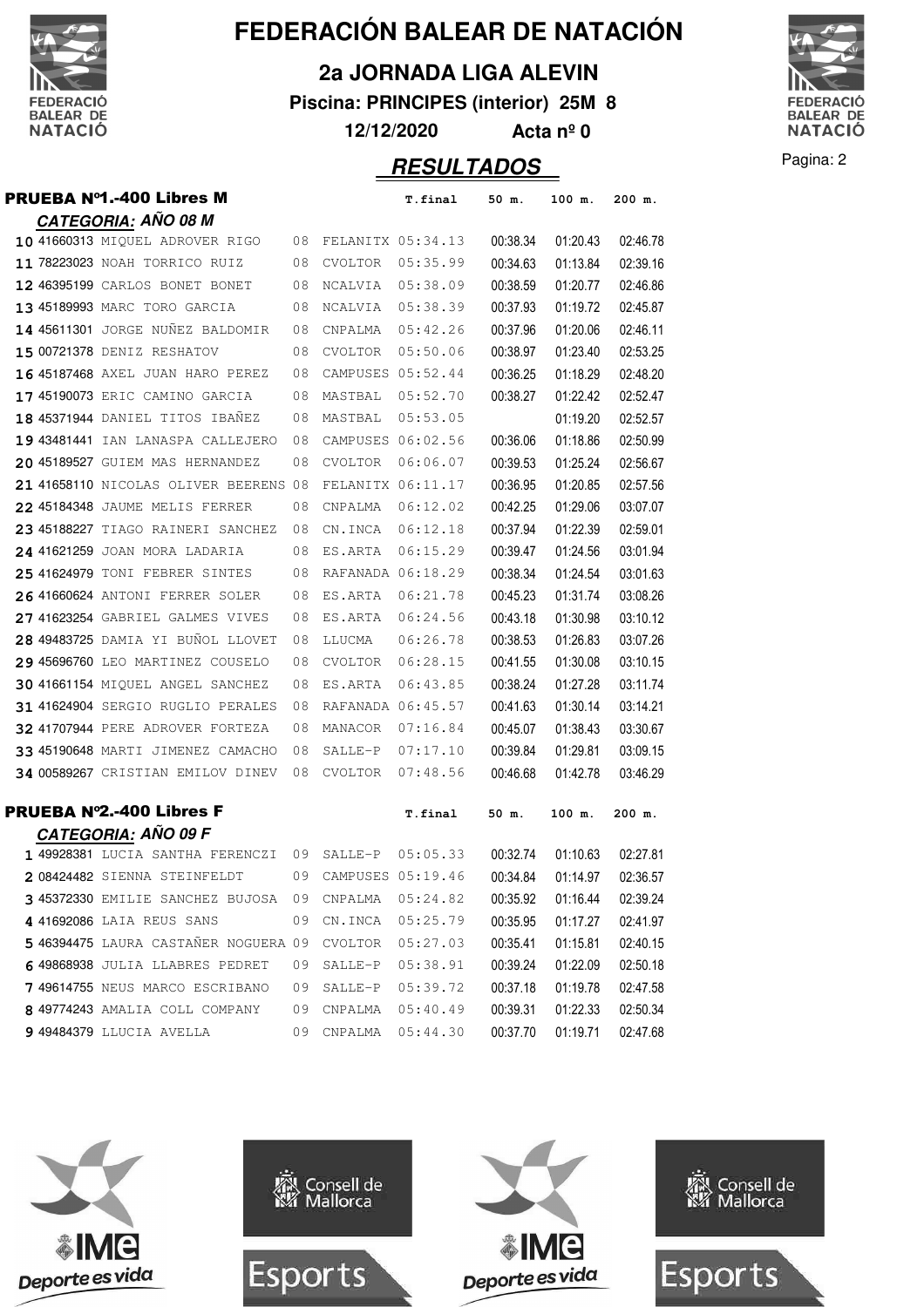# FEDERACIÓN BALEAR DE NATACIÓN

## 2a JORNADA LIGA ALEVIN

**Piscina: PRINCIPES (interior) 25M 8**

**12/12/2020 Acta nº 0**

## *RESULTADOS*

### PRUEBA Nº1.-400 Libres M

*CATEGORIA: AÑO 08 M*

| Pos | Licencia | Nombre | Año | Club | T.final | 50 m. | 100 m. | 200 m. |
|---|---|---|---|---|---|---|---|---|
| 10 | 41660313 | MIQUEL ADROVER RIGO | 08 | FELANITX | 05:34.13 | 00:38.34 | 01:20.43 | 02:46.78 |
| 11 | 78223023 | NOAH TORRICO RUIZ | 08 | CVOLTOR | 05:35.99 | 00:34.63 | 01:13.84 | 02:39.16 |
| 12 | 46395199 | CARLOS BONET BONET | 08 | NCALVIA | 05:38.09 | 00:38.59 | 01:20.77 | 02:46.86 |
| 13 | 45189993 | MARC TORO GARCIA | 08 | NCALVIA | 05:38.39 | 00:37.93 | 01:19.72 | 02:45.87 |
| 14 | 45611301 | JORGE NUÑEZ BALDOMIR | 08 | CNPALMA | 05:42.26 | 00:37.96 | 01:20.06 | 02:46.11 |
| 15 | 00721378 | DENIZ RESHATOV | 08 | CVOLTOR | 05:50.06 | 00:38.97 | 01:23.40 | 02:53.25 |
| 16 | 45187468 | AXEL JUAN HARO PEREZ | 08 | CAMPUSES | 05:52.44 | 00:36.25 | 01:18.29 | 02:48.20 |
| 17 | 45190073 | ERIC CAMINO GARCIA | 08 | MASTBAL | 05:52.70 | 00:38.27 | 01:22.42 | 02:52.47 |
| 18 | 45371944 | DANIEL TITOS IBAÑEZ | 08 | MASTBAL | 05:53.05 | | 01:19.20 | 02:52.57 |
| 19 | 43481441 | IAN LANASPA CALLEJERO | 08 | CAMPUSES | 06:02.56 | 00:36.06 | 01:18.86 | 02:50.99 |
| 20 | 45189527 | GUIEM MAS HERNANDEZ | 08 | CVOLTOR | 06:06.07 | 00:39.53 | 01:25.24 | 02:56.67 |
| 21 | 41658110 | NICOLAS OLIVER BEERENS | 08 | FELANITX | 06:11.17 | 00:36.95 | 01:20.85 | 02:57.56 |
| 22 | 45184348 | JAUME MELIS FERRER | 08 | CNPALMA | 06:12.02 | 00:42.25 | 01:29.06 | 03:07.07 |
| 23 | 45188227 | TIAGO RAINERI SANCHEZ | 08 | CN.INCA | 06:12.18 | 00:37.94 | 01:22.39 | 02:59.01 |
| 24 | 41621259 | JOAN MORA LADARIA | 08 | ES.ARTA | 06:15.29 | 00:39.47 | 01:24.56 | 03:01.94 |
| 25 | 41624979 | TONI FEBRER SINTES | 08 | RAFANADA | 06:18.29 | 00:38.34 | 01:24.54 | 03:01.63 |
| 26 | 41660624 | ANTONI FERRER SOLER | 08 | ES.ARTA | 06:21.78 | 00:45.23 | 01:31.74 | 03:08.26 |
| 27 | 41623254 | GABRIEL GALMES VIVES | 08 | ES.ARTA | 06:24.56 | 00:43.18 | 01:30.98 | 03:10.12 |
| 28 | 49483725 | DAMIA YI BUÑOL LLOVET | 08 | LLUCMA | 06:26.78 | 00:38.53 | 01:26.83 | 03:07.26 |
| 29 | 45696760 | LEO MARTINEZ COUSELO | 08 | CVOLTOR | 06:28.15 | 00:41.55 | 01:30.08 | 03:10.15 |
| 30 | 41661154 | MIQUEL ANGEL SANCHEZ | 08 | ES.ARTA | 06:43.85 | 00:38.24 | 01:27.28 | 03:11.74 |
| 31 | 41624904 | SERGIO RUGLIO PERALES | 08 | RAFANADA | 06:45.57 | 00:41.63 | 01:30.14 | 03:14.21 |
| 32 | 41707944 | PERE ADROVER FORTEZA | 08 | MANACOR | 07:16.84 | 00:45.07 | 01:38.43 | 03:30.67 |
| 33 | 45190648 | MARTI JIMENEZ CAMACHO | 08 | SALLE-P | 07:17.10 | 00:39.84 | 01:29.81 | 03:09.15 |
| 34 | 00589267 | CRISTIAN EMILOV DINEV | 08 | CVOLTOR | 07:48.56 | 00:46.68 | 01:42.78 | 03:46.29 |

### PRUEBA Nº2.-400 Libres F

*CATEGORIA: AÑO 09 F*

| Pos | Licencia | Nombre | Año | Club | T.final | 50 m. | 100 m. | 200 m. |
|---|---|---|---|---|---|---|---|---|
| 1 | 49928381 | LUCIA SANTHA FERENCZI | 09 | SALLE-P | 05:05.33 | 00:32.74 | 01:10.63 | 02:27.81 |
| 2 | 08424482 | SIENNA STEINFELDT | 09 | CAMPUSES | 05:19.46 | 00:34.84 | 01:14.97 | 02:36.57 |
| 3 | 45372330 | EMILIE SANCHEZ BUJOSA | 09 | CNPALMA | 05:24.82 | 00:35.92 | 01:16.44 | 02:39.24 |
| 4 | 41692086 | LAIA REUS SANS | 09 | CN.INCA | 05:25.79 | 00:35.95 | 01:17.27 | 02:41.97 |
| 5 | 46394475 | LAURA CASTAÑER NOGUERA | 09 | CVOLTOR | 05:27.03 | 00:35.41 | 01:15.81 | 02:40.15 |
| 6 | 49868938 | JULIA LLABRES PEDRET | 09 | SALLE-P | 05:38.91 | 00:39.24 | 01:22.09 | 02:50.18 |
| 7 | 49614755 | NEUS MARCO ESCRIBANO | 09 | SALLE-P | 05:39.72 | 00:37.18 | 01:19.78 | 02:47.58 |
| 8 | 49774243 | AMALIA COLL COMPANY | 09 | CNPALMA | 05:40.49 | 00:39.31 | 01:22.33 | 02:50.34 |
| 9 | 49484379 | LLUCIA AVELLA | 09 | CNPALMA | 05:44.30 | 00:37.70 | 01:19.71 | 02:47.68 |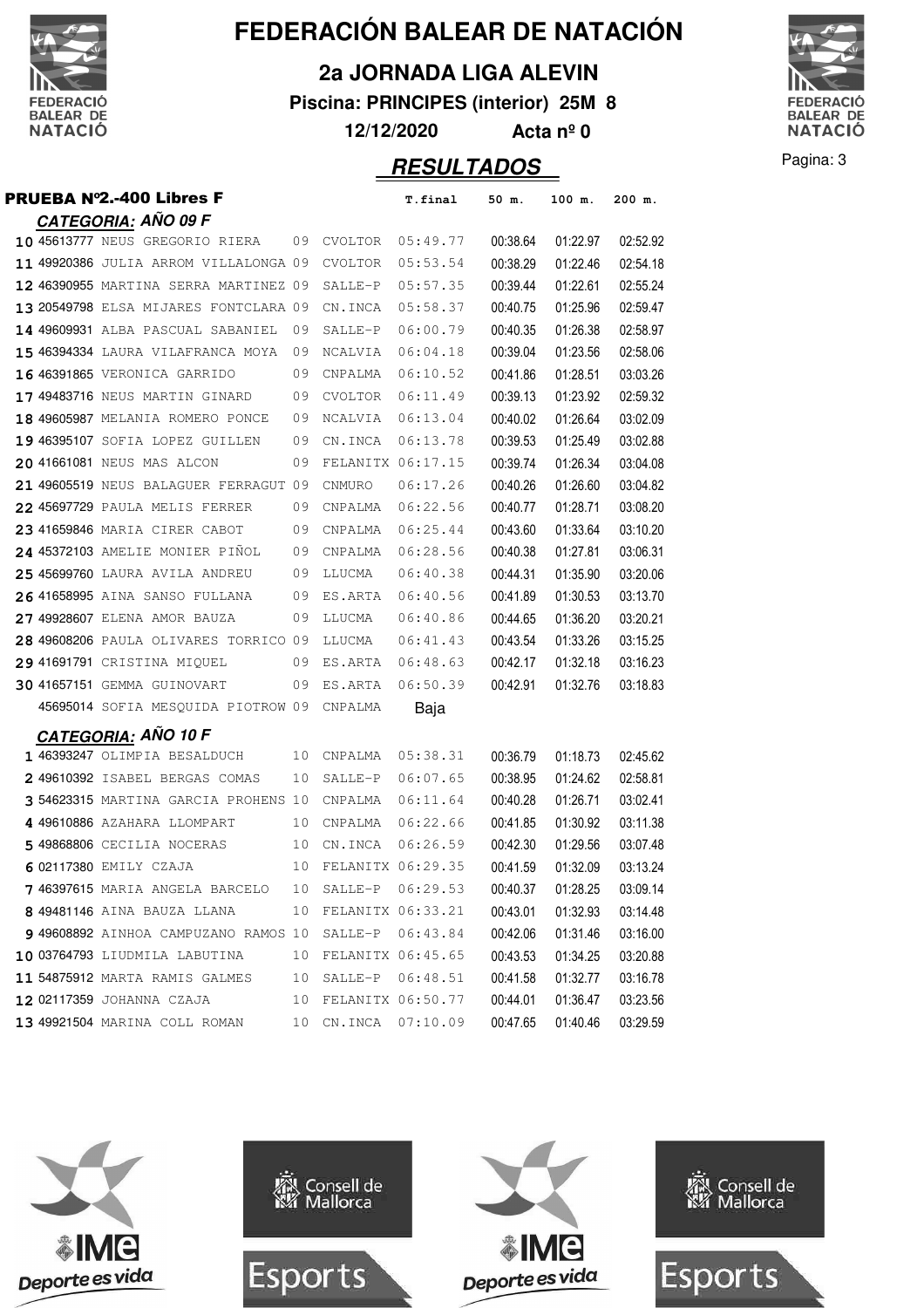# FEDERACIÓN BALEAR DE NATACIÓN

## 2a JORNADA LIGA ALEVIN

**Piscina: PRINCIPES (interior) 25M 8**

**12/12/2020 Acta nº 0**

## *RESULTADOS*

### PRUEBA Nº2.-400 Libres F

#### *CATEGORIA: AÑO 09 F*

| Pos | Licencia | Nombre | Año | Club | T.final | 50 m. | 100 m. | 200 m. |
|---|---|---|---|---|---|---|---|---|
| 10 | 45613777 | NEUS GREGORIO RIERA | 09 | CVOLTOR | 05:49.77 | 00:38.64 | 01:22.97 | 02:52.92 |
| 11 | 49920386 | JULIA ARROM VILLALONGA | 09 | CVOLTOR | 05:53.54 | 00:38.29 | 01:22.46 | 02:54.18 |
| 12 | 46390955 | MARTINA SERRA MARTINEZ | 09 | SALLE-P | 05:57.35 | 00:39.44 | 01:22.61 | 02:55.24 |
| 13 | 20549798 | ELSA MIJARES FONTCLARA | 09 | CN.INCA | 05:58.37 | 00:40.75 | 01:25.96 | 02:59.47 |
| 14 | 49609931 | ALBA PASCUAL SABANIEL | 09 | SALLE-P | 06:00.79 | 00:40.35 | 01:26.38 | 02:58.97 |
| 15 | 46394334 | LAURA VILAFRANCA MOYA | 09 | NCALVIA | 06:04.18 | 00:39.04 | 01:23.56 | 02:58.06 |
| 16 | 46391865 | VERONICA GARRIDO | 09 | CNPALMA | 06:10.52 | 00:41.86 | 01:28.51 | 03:03.26 |
| 17 | 49483716 | NEUS MARTIN GINARD | 09 | CVOLTOR | 06:11.49 | 00:39.13 | 01:23.92 | 02:59.32 |
| 18 | 49605987 | MELANIA ROMERO PONCE | 09 | NCALVIA | 06:13.04 | 00:40.02 | 01:26.64 | 03:02.09 |
| 19 | 46395107 | SOFIA LOPEZ GUILLEN | 09 | CN.INCA | 06:13.78 | 00:39.53 | 01:25.49 | 03:02.88 |
| 20 | 41661081 | NEUS MAS ALCON | 09 | FELANITX | 06:17.15 | 00:39.74 | 01:26.34 | 03:04.08 |
| 21 | 49605519 | NEUS BALAGUER FERRAGUT | 09 | CNMURO | 06:17.26 | 00:40.26 | 01:26.60 | 03:04.82 |
| 22 | 45697729 | PAULA MELIS FERRER | 09 | CNPALMA | 06:22.56 | 00:40.77 | 01:28.71 | 03:08.20 |
| 23 | 41659846 | MARIA CIRER CABOT | 09 | CNPALMA | 06:25.44 | 00:43.60 | 01:33.64 | 03:10.20 |
| 24 | 45372103 | AMELIE MONIER PIÑOL | 09 | CNPALMA | 06:28.56 | 00:40.38 | 01:27.81 | 03:06.31 |
| 25 | 45699760 | LAURA AVILA ANDREU | 09 | LLUCMA | 06:40.38 | 00:44.31 | 01:35.90 | 03:20.06 |
| 26 | 41658995 | AINA SANSO FULLANA | 09 | ES.ARTA | 06:40.56 | 00:41.89 | 01:30.53 | 03:13.70 |
| 27 | 49928607 | ELENA AMOR BAUZA | 09 | LLUCMA | 06:40.86 | 00:44.65 | 01:36.20 | 03:20.21 |
| 28 | 49608206 | PAULA OLIVARES TORRICO | 09 | LLUCMA | 06:41.43 | 00:43.54 | 01:33.26 | 03:15.25 |
| 29 | 41691791 | CRISTINA MIQUEL | 09 | ES.ARTA | 06:48.63 | 00:42.17 | 01:32.18 | 03:16.23 |
| 30 | 41657151 | GEMMA GUINOVART | 09 | ES.ARTA | 06:50.39 | 00:42.91 | 01:32.76 | 03:18.83 |
| | 45695014 | SOFIA MESQUIDA PIOTROW | 09 | CNPALMA | Baja | | | |

#### *CATEGORIA: AÑO 10 F*

| Pos | Licencia | Nombre | Año | Club | T.final | 50 m. | 100 m. | 200 m. |
|---|---|---|---|---|---|---|---|---|
| 1 | 46393247 | OLIMPIA BESALDUCH | 10 | CNPALMA | 05:38.31 | 00:36.79 | 01:18.73 | 02:45.62 |
| 2 | 49610392 | ISABEL BERGAS COMAS | 10 | SALLE-P | 06:07.65 | 00:38.95 | 01:24.62 | 02:58.81 |
| 3 | 54623315 | MARTINA GARCIA PROHENS | 10 | CNPALMA | 06:11.64 | 00:40.28 | 01:26.71 | 03:02.41 |
| 4 | 49610886 | AZAHARA LLOMPART | 10 | CNPALMA | 06:22.66 | 00:41.85 | 01:30.92 | 03:11.38 |
| 5 | 49868806 | CECILIA NOCERAS | 10 | CN.INCA | 06:26.59 | 00:42.30 | 01:29.56 | 03:07.48 |
| 6 | 02117380 | EMILY CZAJA | 10 | FELANITX | 06:29.35 | 00:41.59 | 01:32.09 | 03:13.24 |
| 7 | 46397615 | MARIA ANGELA BARCELO | 10 | SALLE-P | 06:29.53 | 00:40.37 | 01:28.25 | 03:09.14 |
| 8 | 49481146 | AINA BAUZA LLANA | 10 | FELANITX | 06:33.21 | 00:43.01 | 01:32.93 | 03:14.48 |
| 9 | 49608892 | AINHOA CAMPUZANO RAMOS | 10 | SALLE-P | 06:43.84 | 00:42.06 | 01:31.46 | 03:16.00 |
| 10 | 03764793 | LIUDMILA LABUTINA | 10 | FELANITX | 06:45.65 | 00:43.53 | 01:34.25 | 03:20.88 |
| 11 | 54875912 | MARTA RAMIS GALMES | 10 | SALLE-P | 06:48.51 | 00:41.58 | 01:32.77 | 03:16.78 |
| 12 | 02117359 | JOHANNA CZAJA | 10 | FELANITX | 06:50.77 | 00:44.01 | 01:36.47 | 03:23.56 |
| 13 | 49921504 | MARINA COLL ROMAN | 10 | CN.INCA | 07:10.09 | 00:47.65 | 01:40.46 | 03:29.59 |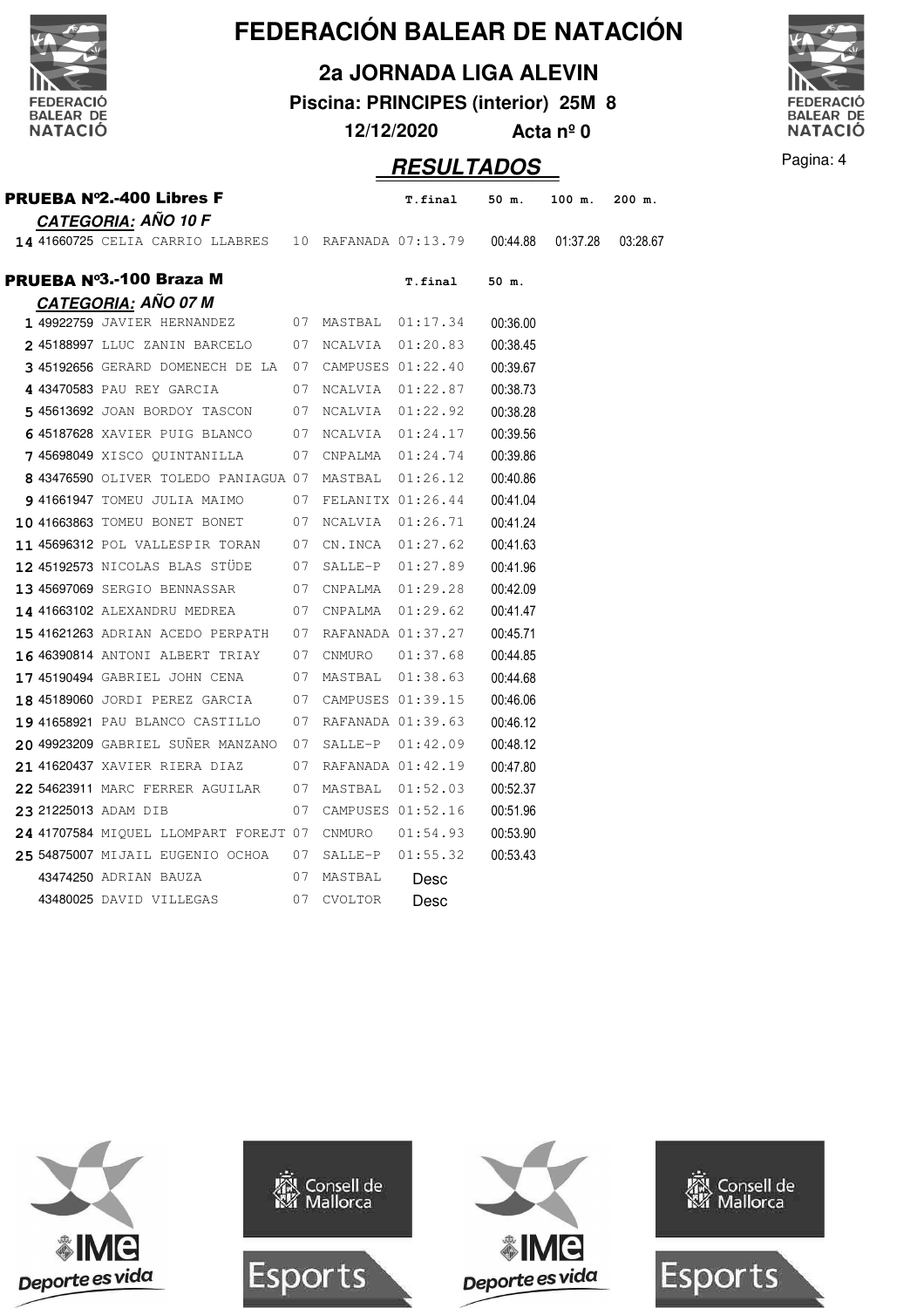# FEDERACIÓN BALEAR DE NATACIÓN

## 2a JORNADA LIGA ALEVIN

**Piscina: PRINCIPES (interior) 25M 8**

**12/12/2020** **Acta nº 0**

## RESULTADOS

### PRUEBA Nº2.-400 Libres F

***CATEGORIA: AÑO 10 F***

| | | | | | T.final | 50 m. | 100 m. | 200 m. |
|---|---|---|---|---|---|---|---|---|
| 14 | 41660725 | CELIA CARRIO LLABRES | 10 | RAFANADA | 07:13.79 | 00:44.88 | 01:37.28 | 03:28.67 |

### PRUEBA Nº3.-100 Braza M

***CATEGORIA: AÑO 07 M***

| | | | | | T.final | 50 m. |
|---|---|---|---|---|---|---|
| 1 | 49922759 | JAVIER HERNANDEZ | 07 | MASTBAL | 01:17.34 | 00:36.00 |
| 2 | 45188997 | LLUC ZANIN BARCELO | 07 | NCALVIA | 01:20.83 | 00:38.45 |
| 3 | 45192656 | GERARD DOMENECH DE LA | 07 | CAMPUSES | 01:22.40 | 00:39.67 |
| 4 | 43470583 | PAU REY GARCIA | 07 | NCALVIA | 01:22.87 | 00:38.73 |
| 5 | 45613692 | JOAN BORDOY TASCON | 07 | NCALVIA | 01:22.92 | 00:38.28 |
| 6 | 45187628 | XAVIER PUIG BLANCO | 07 | NCALVIA | 01:24.17 | 00:39.56 |
| 7 | 45698049 | XISCO QUINTANILLA | 07 | CNPALMA | 01:24.74 | 00:39.86 |
| 8 | 43476590 | OLIVER TOLEDO PANIAGUA | 07 | MASTBAL | 01:26.12 | 00:40.86 |
| 9 | 41661947 | TOMEU JULIA MAIMO | 07 | FELANITX | 01:26.44 | 00:41.04 |
| 10 | 41663863 | TOMEU BONET BONET | 07 | NCALVIA | 01:26.71 | 00:41.24 |
| 11 | 45696312 | POL VALLESPIR TORAN | 07 | CN.INCA | 01:27.62 | 00:41.63 |
| 12 | 45192573 | NICOLAS BLAS STÜDE | 07 | SALLE-P | 01:27.89 | 00:41.96 |
| 13 | 45697069 | SERGIO BENNASSAR | 07 | CNPALMA | 01:29.28 | 00:42.09 |
| 14 | 41663102 | ALEXANDRU MEDREA | 07 | CNPALMA | 01:29.62 | 00:41.47 |
| 15 | 41621263 | ADRIAN ACEDO PERPATH | 07 | RAFANADA | 01:37.27 | 00:45.71 |
| 16 | 46390814 | ANTONI ALBERT TRIAY | 07 | CNMURO | 01:37.68 | 00:44.85 |
| 17 | 45190494 | GABRIEL JOHN CENA | 07 | MASTBAL | 01:38.63 | 00:44.68 |
| 18 | 45189060 | JORDI PEREZ GARCIA | 07 | CAMPUSES | 01:39.15 | 00:46.06 |
| 19 | 41658921 | PAU BLANCO CASTILLO | 07 | RAFANADA | 01:39.63 | 00:46.12 |
| 20 | 49923209 | GABRIEL SUÑER MANZANO | 07 | SALLE-P | 01:42.09 | 00:48.12 |
| 21 | 41620437 | XAVIER RIERA DIAZ | 07 | RAFANADA | 01:42.19 | 00:47.80 |
| 22 | 54623911 | MARC FERRER AGUILAR | 07 | MASTBAL | 01:52.03 | 00:52.37 |
| 23 | 21225013 | ADAM DIB | 07 | CAMPUSES | 01:52.16 | 00:51.96 |
| 24 | 41707584 | MIQUEL LLOMPART FOREJT | 07 | CNMURO | 01:54.93 | 00:53.90 |
| 25 | 54875007 | MIJAIL EUGENIO OCHOA | 07 | SALLE-P | 01:55.32 | 00:53.43 |
| | 43474250 | ADRIAN BAUZA | 07 | MASTBAL | Desc | |
| | 43480025 | DAVID VILLEGAS | 07 | CVOLTOR | Desc | |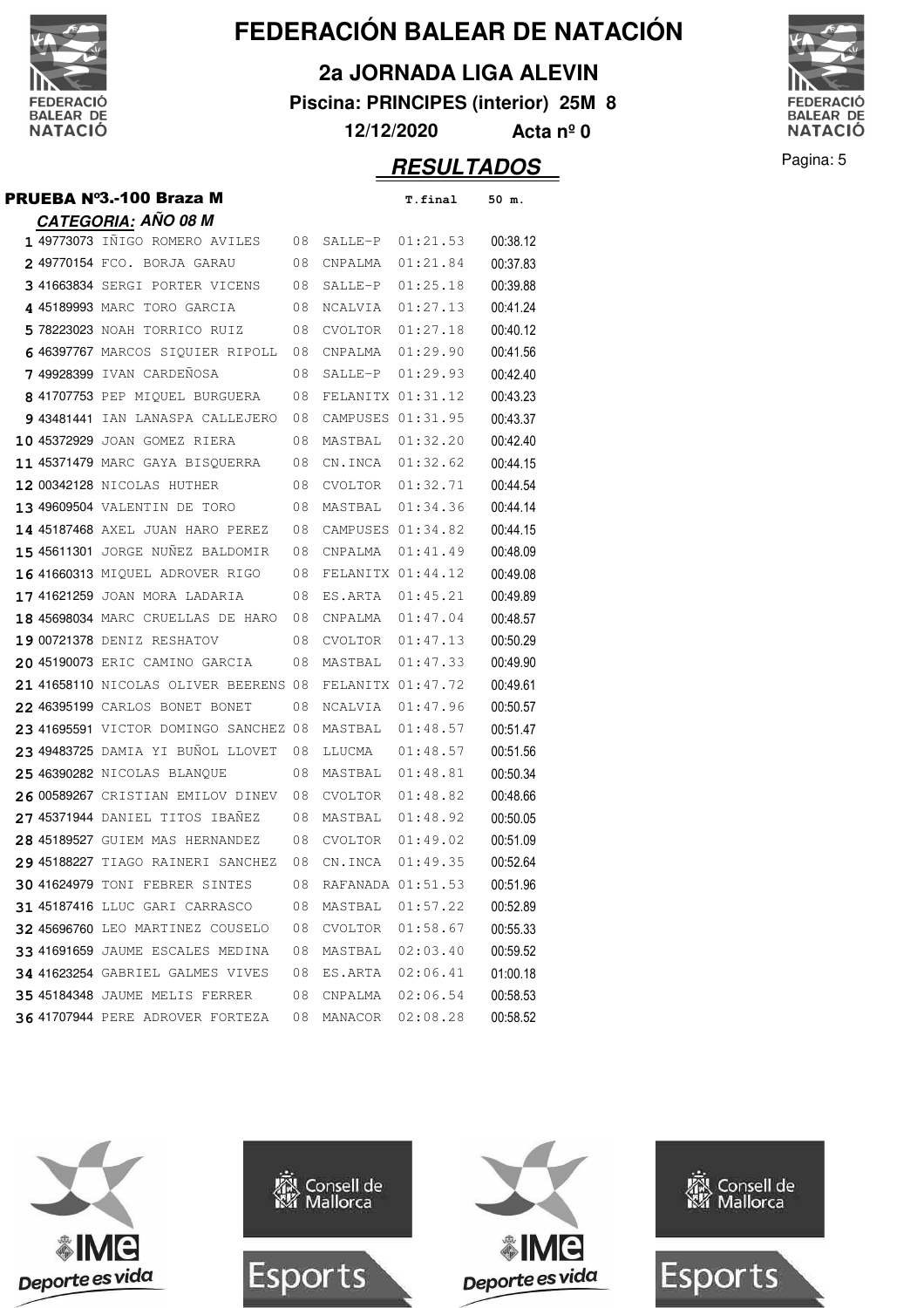# FEDERACIÓN BALEAR DE NATACIÓN

## 2a JORNADA LIGA ALEVIN

**Piscina: PRINCIPES (interior) 25M 8**

**12/12/2020 Acta nº 0**

## RESULTADOS

### PRUEBA Nº3.-100 Braza M

#### CATEGORIA: AÑO 08 M

| Pos. | Licencia | Nombre | Año | Club | T.final | 50 m. |
|---|---|---|---|---|---|---|
| 1 | 49773073 | IÑIGO ROMERO AVILES | 08 | SALLE-P | 01:21.53 | 00:38.12 |
| 2 | 49770154 | FCO. BORJA GARAU | 08 | CNPALMA | 01:21.84 | 00:37.83 |
| 3 | 41663834 | SERGI PORTER VICENS | 08 | SALLE-P | 01:25.18 | 00:39.88 |
| 4 | 45189993 | MARC TORO GARCIA | 08 | NCALVIA | 01:27.13 | 00:41.24 |
| 5 | 78223023 | NOAH TORRICO RUIZ | 08 | CVOLTOR | 01:27.18 | 00:40.12 |
| 6 | 46397767 | MARCOS SIQUIER RIPOLL | 08 | CNPALMA | 01:29.90 | 00:41.56 |
| 7 | 49928399 | IVAN CARDEÑOSA | 08 | SALLE-P | 01:29.93 | 00:42.40 |
| 8 | 41707753 | PEP MIQUEL BURGUERA | 08 | FELANITX | 01:31.12 | 00:43.23 |
| 9 | 43481441 | IAN LANASPA CALLEJERO | 08 | CAMPUSES | 01:31.95 | 00:43.37 |
| 10 | 45372929 | JOAN GOMEZ RIERA | 08 | MASTBAL | 01:32.20 | 00:42.40 |
| 11 | 45371479 | MARC GAYA BISQUERRA | 08 | CN.INCA | 01:32.62 | 00:44.15 |
| 12 | 00342128 | NICOLAS HUTHER | 08 | CVOLTOR | 01:32.71 | 00:44.54 |
| 13 | 49609504 | VALENTIN DE TORO | 08 | MASTBAL | 01:34.36 | 00:44.14 |
| 14 | 45187468 | AXEL JUAN HARO PEREZ | 08 | CAMPUSES | 01:34.82 | 00:44.15 |
| 15 | 45611301 | JORGE NUÑEZ BALDOMIR | 08 | CNPALMA | 01:41.49 | 00:48.09 |
| 16 | 41660313 | MIQUEL ADROVER RIGO | 08 | FELANITX | 01:44.12 | 00:49.08 |
| 17 | 41621259 | JOAN MORA LADARIA | 08 | ES.ARTA | 01:45.21 | 00:49.89 |
| 18 | 45698034 | MARC CRUELLAS DE HARO | 08 | CNPALMA | 01:47.04 | 00:48.57 |
| 19 | 00721378 | DENIZ RESHATOV | 08 | CVOLTOR | 01:47.13 | 00:50.29 |
| 20 | 45190073 | ERIC CAMINO GARCIA | 08 | MASTBAL | 01:47.33 | 00:49.90 |
| 21 | 41658110 | NICOLAS OLIVER BEERENS | 08 | FELANITX | 01:47.72 | 00:49.61 |
| 22 | 46395199 | CARLOS BONET BONET | 08 | NCALVIA | 01:47.96 | 00:50.57 |
| 23 | 41695591 | VICTOR DOMINGO SANCHEZ | 08 | MASTBAL | 01:48.57 | 00:51.47 |
| 23 | 49483725 | DAMIA YI BUÑOL LLOVET | 08 | LLUCMA | 01:48.57 | 00:51.56 |
| 25 | 46390282 | NICOLAS BLANQUE | 08 | MASTBAL | 01:48.81 | 00:50.34 |
| 26 | 00589267 | CRISTIAN EMILOV DINEV | 08 | CVOLTOR | 01:48.82 | 00:48.66 |
| 27 | 45371944 | DANIEL TITOS IBAÑEZ | 08 | MASTBAL | 01:48.92 | 00:50.05 |
| 28 | 45189527 | GUIEM MAS HERNANDEZ | 08 | CVOLTOR | 01:49.02 | 00:51.09 |
| 29 | 45188227 | TIAGO RAINERI SANCHEZ | 08 | CN.INCA | 01:49.35 | 00:52.64 |
| 30 | 41624979 | TONI FEBRER SINTES | 08 | RAFANADA | 01:51.53 | 00:51.96 |
| 31 | 45187416 | LLUC GARI CARRASCO | 08 | MASTBAL | 01:57.22 | 00:52.89 |
| 32 | 45696760 | LEO MARTINEZ COUSELO | 08 | CVOLTOR | 01:58.67 | 00:55.33 |
| 33 | 41691659 | JAUME ESCALES MEDINA | 08 | MASTBAL | 02:03.40 | 00:59.52 |
| 34 | 41623254 | GABRIEL GALMES VIVES | 08 | ES.ARTA | 02:06.41 | 01:00.18 |
| 35 | 45184348 | JAUME MELIS FERRER | 08 | CNPALMA | 02:06.54 | 00:58.53 |
| 36 | 41707944 | PERE ADROVER FORTEZA | 08 | MANACOR | 02:08.28 | 00:58.52 |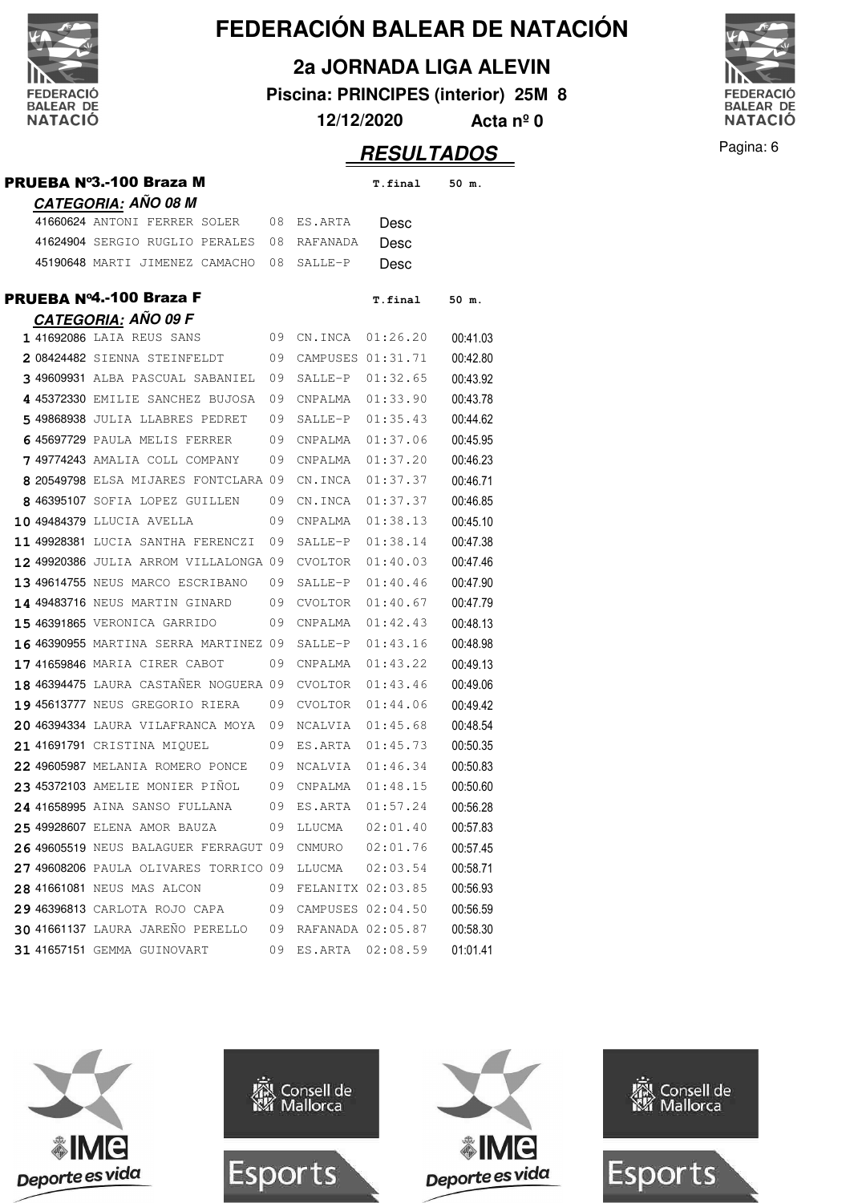# FEDERACIÓN BALEAR DE NATACIÓN

## 2a JORNADA LIGA ALEVIN

**Piscina: PRINCIPES (interior) 25M 8**

**12/12/2020 Acta nº 0**

## *RESULTADOS*

### PRUEBA Nº3.-100 Braza M

***CATEGORIA: AÑO 08 M***

| | Licencia | Nombre | Año | Club | T.final | 50 m. |
|---|---|---|---|---|---|---|
| | 41660624 | ANTONI FERRER SOLER | 08 | ES.ARTA | Desc | |
| | 41624904 | SERGIO RUGLIO PERALES | 08 | RAFANADA | Desc | |
| | 45190648 | MARTI JIMENEZ CAMACHO | 08 | SALLE-P | Desc | |

### PRUEBA Nº4.-100 Braza F

***CATEGORIA: AÑO 09 F***

| | Licencia | Nombre | Año | Club | T.final | 50 m. |
|---|---|---|---|---|---|---|
| 1 | 41692086 | LAIA REUS SANS | 09 | CN.INCA | 01:26.20 | 00:41.03 |
| 2 | 08424482 | SIENNA STEINFELDT | 09 | CAMPUSES | 01:31.71 | 00:42.80 |
| 3 | 49609931 | ALBA PASCUAL SABANIEL | 09 | SALLE-P | 01:32.65 | 00:43.92 |
| 4 | 45372330 | EMILIE SANCHEZ BUJOSA | 09 | CNPALMA | 01:33.90 | 00:43.78 |
| 5 | 49868938 | JULIA LLABRES PEDRET | 09 | SALLE-P | 01:35.43 | 00:44.62 |
| 6 | 45697729 | PAULA MELIS FERRER | 09 | CNPALMA | 01:37.06 | 00:45.95 |
| 7 | 49774243 | AMALIA COLL COMPANY | 09 | CNPALMA | 01:37.20 | 00:46.23 |
| 8 | 20549798 | ELSA MIJARES FONTCLARA | 09 | CN.INCA | 01:37.37 | 00:46.71 |
| 8 | 46395107 | SOFIA LOPEZ GUILLEN | 09 | CN.INCA | 01:37.37 | 00:46.85 |
| 10 | 49484379 | LLUCIA AVELLA | 09 | CNPALMA | 01:38.13 | 00:45.10 |
| 11 | 49928381 | LUCIA SANTHA FERENCZI | 09 | SALLE-P | 01:38.14 | 00:47.38 |
| 12 | 49920386 | JULIA ARROM VILLALONGA | 09 | CVOLTOR | 01:40.03 | 00:47.46 |
| 13 | 49614755 | NEUS MARCO ESCRIBANO | 09 | SALLE-P | 01:40.46 | 00:47.90 |
| 14 | 49483716 | NEUS MARTIN GINARD | 09 | CVOLTOR | 01:40.67 | 00:47.79 |
| 15 | 46391865 | VERONICA GARRIDO | 09 | CNPALMA | 01:42.43 | 00:48.13 |
| 16 | 46390955 | MARTINA SERRA MARTINEZ | 09 | SALLE-P | 01:43.16 | 00:48.98 |
| 17 | 41659846 | MARIA CIRER CABOT | 09 | CNPALMA | 01:43.22 | 00:49.13 |
| 18 | 46394475 | LAURA CASTAÑER NOGUERA | 09 | CVOLTOR | 01:43.46 | 00:49.06 |
| 19 | 45613777 | NEUS GREGORIO RIERA | 09 | CVOLTOR | 01:44.06 | 00:49.42 |
| 20 | 46394334 | LAURA VILAFRANCA MOYA | 09 | NCALVIA | 01:45.68 | 00:48.54 |
| 21 | 41691791 | CRISTINA MIQUEL | 09 | ES.ARTA | 01:45.73 | 00:50.35 |
| 22 | 49605987 | MELANIA ROMERO PONCE | 09 | NCALVIA | 01:46.34 | 00:50.83 |
| 23 | 45372103 | AMELIE MONIER PIÑOL | 09 | CNPALMA | 01:48.15 | 00:50.60 |
| 24 | 41658995 | AINA SANSO FULLANA | 09 | ES.ARTA | 01:57.24 | 00:56.28 |
| 25 | 49928607 | ELENA AMOR BAUZA | 09 | LLUCMA | 02:01.40 | 00:57.83 |
| 26 | 49605519 | NEUS BALAGUER FERRAGUT | 09 | CNMURO | 02:01.76 | 00:57.45 |
| 27 | 49608206 | PAULA OLIVARES TORRICO | 09 | LLUCMA | 02:03.54 | 00:58.71 |
| 28 | 41661081 | NEUS MAS ALCON | 09 | FELANITX | 02:03.85 | 00:56.93 |
| 29 | 46396813 | CARLOTA ROJO CAPA | 09 | CAMPUSES | 02:04.50 | 00:56.59 |
| 30 | 41661137 | LAURA JAREÑO PERELLO | 09 | RAFANADA | 02:05.87 | 00:58.30 |
| 31 | 41657151 | GEMMA GUINOVART | 09 | ES.ARTA | 02:08.59 | 01:01.41 |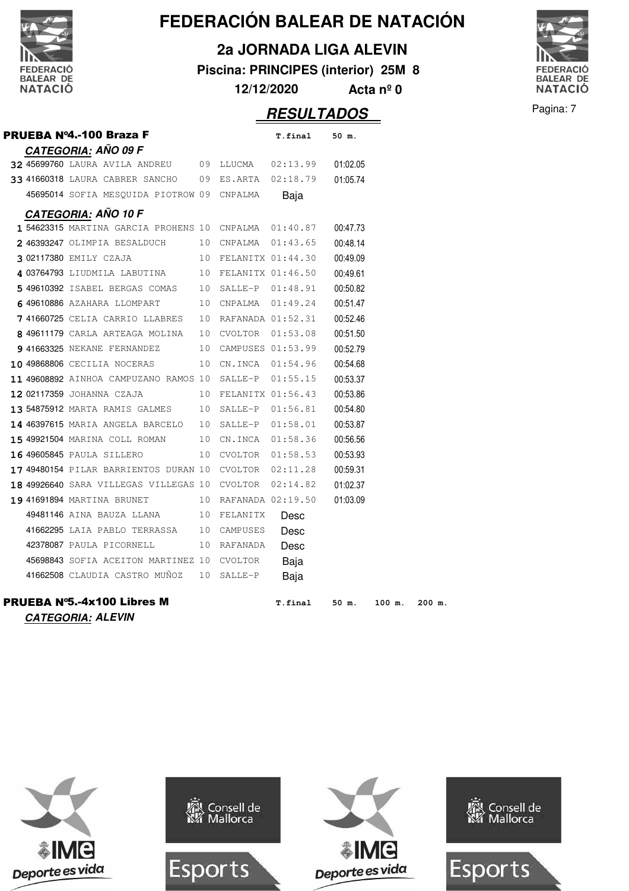# FEDERACIÓN BALEAR DE NATACIÓN

## 2a JORNADA LIGA ALEVIN

**Piscina: PRINCIPES (interior) 25M 8**

**12/12/2020 Acta nº 0**

## *RESULTADOS*

### PRUEBA Nº4.-100 Braza F

***CATEGORIA: AÑO 09 F***

| Pos. | Licencia | Nombre | Año | Club | T.final | 50 m. |
|---|---|---|---|---|---|---|
| 32 | 45699760 | LAURA AVILA ANDREU | 09 | LLUCMA | 02:13.99 | 01:02.05 |
| 33 | 41660318 | LAURA CABRER SANCHO | 09 | ES.ARTA | 02:18.79 | 01:05.74 |
| | 45695014 | SOFIA MESQUIDA PIOTROW | 09 | CNPALMA | Baja | |

***CATEGORIA: AÑO 10 F***

| Pos. | Licencia | Nombre | Año | Club | T.final | 50 m. |
|---|---|---|---|---|---|---|
| 1 | 54623315 | MARTINA GARCIA PROHENS | 10 | CNPALMA | 01:40.87 | 00:47.73 |
| 2 | 46393247 | OLIMPIA BESALDUCH | 10 | CNPALMA | 01:43.65 | 00:48.14 |
| 3 | 02117380 | EMILY CZAJA | 10 | FELANITX | 01:44.30 | 00:49.09 |
| 4 | 03764793 | LIUDMILA LABUTINA | 10 | FELANITX | 01:46.50 | 00:49.61 |
| 5 | 49610392 | ISABEL BERGAS COMAS | 10 | SALLE-P | 01:48.91 | 00:50.82 |
| 6 | 49610886 | AZAHARA LLOMPART | 10 | CNPALMA | 01:49.24 | 00:51.47 |
| 7 | 41660725 | CELIA CARRIO LLABRES | 10 | RAFANADA | 01:52.31 | 00:52.46 |
| 8 | 49611179 | CARLA ARTEAGA MOLINA | 10 | CVOLTOR | 01:53.08 | 00:51.50 |
| 9 | 41663325 | NEKANE FERNANDEZ | 10 | CAMPUSES | 01:53.99 | 00:52.79 |
| 10 | 49868806 | CECILIA NOCERAS | 10 | CN.INCA | 01:54.96 | 00:54.68 |
| 11 | 49608892 | AINHOA CAMPUZANO RAMOS | 10 | SALLE-P | 01:55.15 | 00:53.37 |
| 12 | 02117359 | JOHANNA CZAJA | 10 | FELANITX | 01:56.43 | 00:53.86 |
| 13 | 54875912 | MARTA RAMIS GALMES | 10 | SALLE-P | 01:56.81 | 00:54.80 |
| 14 | 46397615 | MARIA ANGELA BARCELO | 10 | SALLE-P | 01:58.01 | 00:53.87 |
| 15 | 49921504 | MARINA COLL ROMAN | 10 | CN.INCA | 01:58.36 | 00:56.56 |
| 16 | 49605845 | PAULA SILLERO | 10 | CVOLTOR | 01:58.53 | 00:53.93 |
| 17 | 49480154 | PILAR BARRIENTOS DURAN | 10 | CVOLTOR | 02:11.28 | 00:59.31 |
| 18 | 49926640 | SARA VILLEGAS VILLEGAS | 10 | CVOLTOR | 02:14.82 | 01:02.37 |
| 19 | 41691894 | MARTINA BRUNET | 10 | RAFANADA | 02:19.50 | 01:03.09 |
| | 49481146 | AINA BAUZA LLANA | 10 | FELANITX | Desc | |
| | 41662295 | LAIA PABLO TERRASSA | 10 | CAMPUSES | Desc | |
| | 42378087 | PAULA PICORNELL | 10 | RAFANADA | Desc | |
| | 45698843 | SOFIA ACEITON MARTINEZ | 10 | CVOLTOR | Baja | |
| | 41662508 | CLAUDIA CASTRO MUÑOZ | 10 | SALLE-P | Baja | |

### PRUEBA Nº5.-4x100 Libres M

T.final 50 m. 100 m. 200 m.

***CATEGORIA: ALEVIN***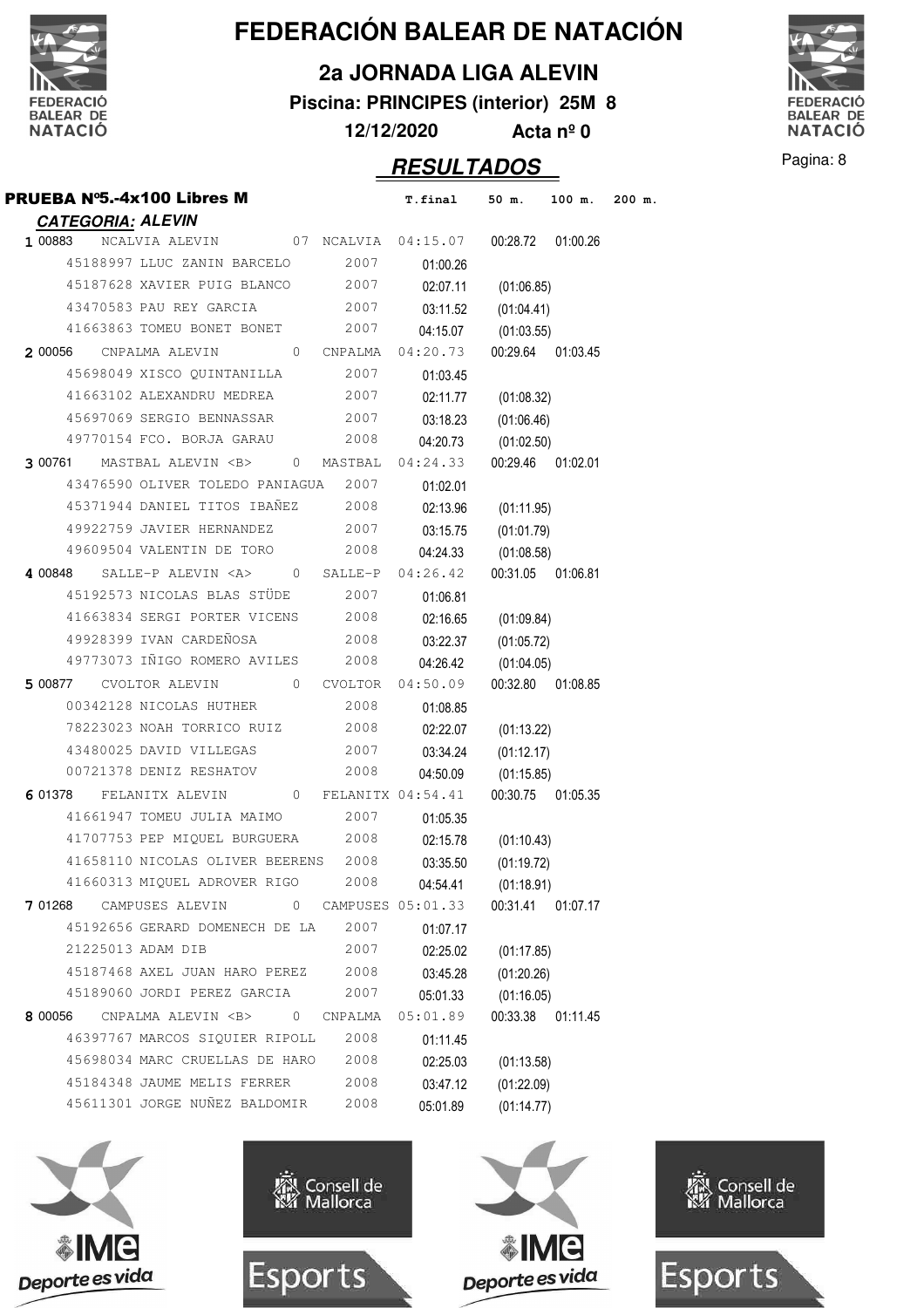# FEDERACIÓN BALEAR DE NATACIÓN

## 2a JORNADA LIGA ALEVIN

**Piscina: PRINCIPES (interior) 25M 8**

**12/12/2020 Acta nº 0**

## *RESULTADOS*

### PRUEBA Nº5.-4x100 Libres M

***CATEGORIA: ALEVIN***

| | | | | T.final | 50 m. | 100 m. | 200 m. |
|---|---|---|---|---|---|---|---|
| 1 | 00883 NCALVIA ALEVIN | 07 | NCALVIA | 04:15.07 | 00:28.72 | 01:00.26 | |
| | 45188997 LLUC ZANIN BARCELO | 2007 | | 01:00.26 | | | |
| | 45187628 XAVIER PUIG BLANCO | 2007 | | 02:07.11 | (01:06.85) | | |
| | 43470583 PAU REY GARCIA | 2007 | | 03:11.52 | (01:04.41) | | |
| | 41663863 TOMEU BONET BONET | 2007 | | 04:15.07 | (01:03.55) | | |
| 2 | 00056 CNPALMA ALEVIN | 0 | CNPALMA | 04:20.73 | 00:29.64 | 01:03.45 | |
| | 45698049 XISCO QUINTANILLA | 2007 | | 01:03.45 | | | |
| | 41663102 ALEXANDRU MEDREA | 2007 | | 02:11.77 | (01:08.32) | | |
| | 45697069 SERGIO BENNASSAR | 2007 | | 03:18.23 | (01:06.46) | | |
| | 49770154 FCO. BORJA GARAU | 2008 | | 04:20.73 | (01:02.50) | | |
| 3 | 00761 MASTBAL ALEVIN <B> | 0 | MASTBAL | 04:24.33 | 00:29.46 | 01:02.01 | |
| | 43476590 OLIVER TOLEDO PANIAGUA | 2007 | | 01:02.01 | | | |
| | 45371944 DANIEL TITOS IBAÑEZ | 2008 | | 02:13.96 | (01:11.95) | | |
| | 49922759 JAVIER HERNANDEZ | 2007 | | 03:15.75 | (01:01.79) | | |
| | 49609504 VALENTIN DE TORO | 2008 | | 04:24.33 | (01:08.58) | | |
| 4 | 00848 SALLE-P ALEVIN <A> | 0 | SALLE-P | 04:26.42 | 00:31.05 | 01:06.81 | |
| | 45192573 NICOLAS BLAS STÜDE | 2007 | | 01:06.81 | | | |
| | 41663834 SERGI PORTER VICENS | 2008 | | 02:16.65 | (01:09.84) | | |
| | 49928399 IVAN CARDEÑOSA | 2008 | | 03:22.37 | (01:05.72) | | |
| | 49773073 IÑIGO ROMERO AVILES | 2008 | | 04:26.42 | (01:04.05) | | |
| 5 | 00877 CVOLTOR ALEVIN | 0 | CVOLTOR | 04:50.09 | 00:32.80 | 01:08.85 | |
| | 00342128 NICOLAS HUTHER | 2008 | | 01:08.85 | | | |
| | 78223023 NOAH TORRICO RUIZ | 2008 | | 02:22.07 | (01:13.22) | | |
| | 43480025 DAVID VILLEGAS | 2007 | | 03:34.24 | (01:12.17) | | |
| | 00721378 DENIZ RESHATOV | 2008 | | 04:50.09 | (01:15.85) | | |
| 6 | 01378 FELANITX ALEVIN | 0 | FELANITX | 04:54.41 | 00:30.75 | 01:05.35 | |
| | 41661947 TOMEU JULIA MAIMO | 2007 | | 01:05.35 | | | |
| | 41707753 PEP MIQUEL BURGUERA | 2008 | | 02:15.78 | (01:10.43) | | |
| | 41658110 NICOLAS OLIVER BEERENS | 2008 | | 03:35.50 | (01:19.72) | | |
| | 41660313 MIQUEL ADROVER RIGO | 2008 | | 04:54.41 | (01:18.91) | | |
| 7 | 01268 CAMPUSES ALEVIN | 0 | CAMPUSES | 05:01.33 | 00:31.41 | 01:07.17 | |
| | 45192656 GERARD DOMENECH DE LA | 2007 | | 01:07.17 | | | |
| | 21225013 ADAM DIB | 2007 | | 02:25.02 | (01:17.85) | | |
| | 45187468 AXEL JUAN HARO PEREZ | 2008 | | 03:45.28 | (01:20.26) | | |
| | 45189060 JORDI PEREZ GARCIA | 2007 | | 05:01.33 | (01:16.05) | | |
| 8 | 00056 CNPALMA ALEVIN <B> | 0 | CNPALMA | 05:01.89 | 00:33.38 | 01:11.45 | |
| | 46397767 MARCOS SIQUIER RIPOLL | 2008 | | 01:11.45 | | | |
| | 45698034 MARC CRUELLAS DE HARO | 2008 | | 02:25.03 | (01:13.58) | | |
| | 45184348 JAUME MELIS FERRER | 2008 | | 03:47.12 | (01:22.09) | | |
| | 45611301 JORGE NUÑEZ BALDOMIR | 2008 | | 05:01.89 | (01:14.77) | | |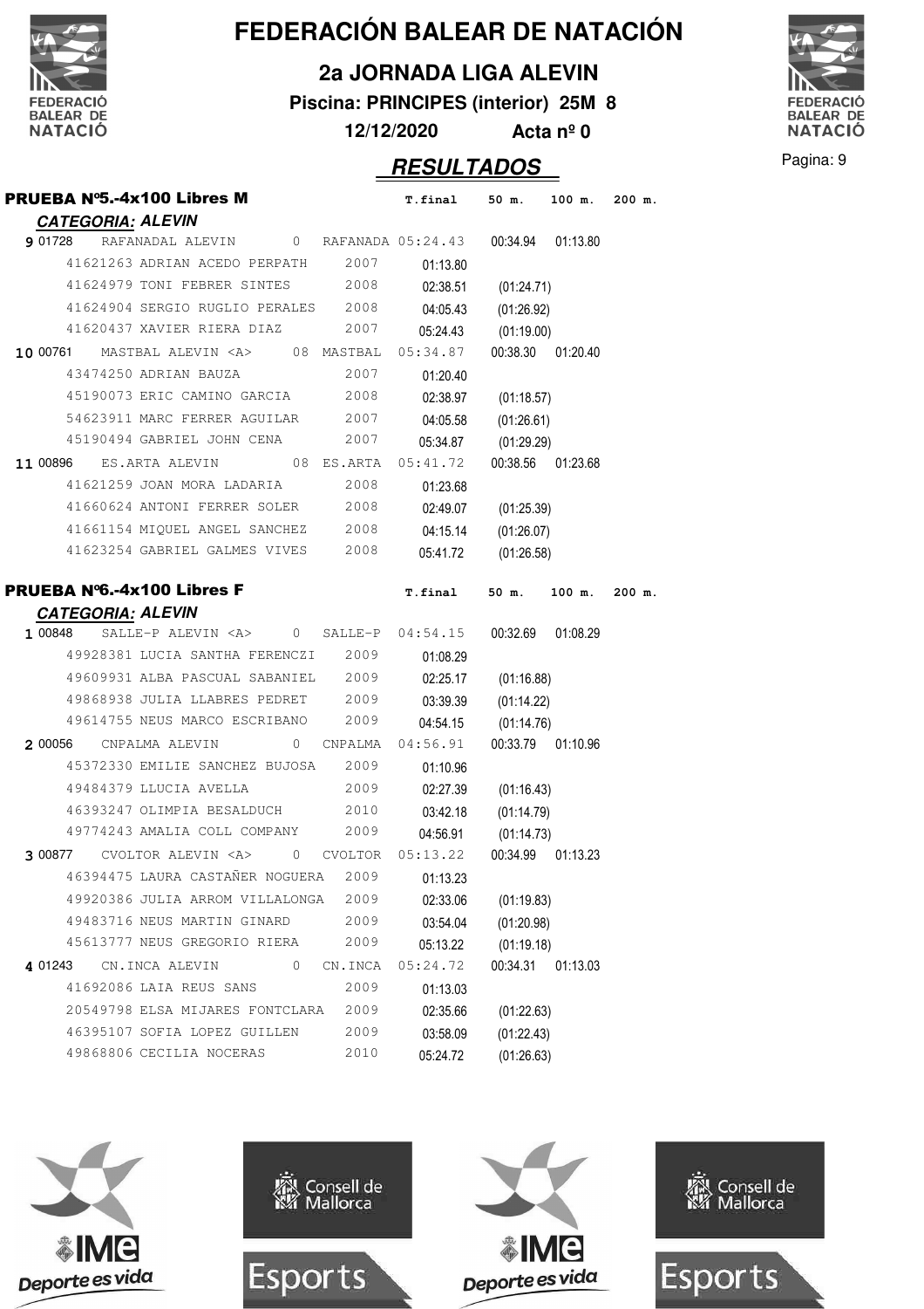# FEDERACIÓN BALEAR DE NATACIÓN

## 2a JORNADA LIGA ALEVIN

**Piscina: PRINCIPES (interior) 25M 8**

**12/12/2020 Acta nº 0**

## *RESULTADOS*

### PRUEBA Nº5.-4x100 Libres M

*CATEGORIA: ALEVIN*

| | | | | T.final | 50 m. | 100 m. | 200 m. |
|---|---|---|---|---|---|---|---|
| 9 01728 | RAFANADAL ALEVIN | 0 | RAFANADA | 05:24.43 | 00:34.94 | 01:13.80 | |
| | 41621263 ADRIAN ACEDO PERPATH | 2007 | | 01:13.80 | | | |
| | 41624979 TONI FEBRER SINTES | 2008 | | 02:38.51 | (01:24.71) | | |
| | 41624904 SERGIO RUGLIO PERALES | 2008 | | 04:05.43 | (01:26.92) | | |
| | 41620437 XAVIER RIERA DIAZ | 2007 | | 05:24.43 | (01:19.00) | | |
| 10 00761 | MASTBAL ALEVIN <A> | 08 | MASTBAL | 05:34.87 | 00:38.30 | 01:20.40 | |
| | 43474250 ADRIAN BAUZA | 2007 | | 01:20.40 | | | |
| | 45190073 ERIC CAMINO GARCIA | 2008 | | 02:38.97 | (01:18.57) | | |
| | 54623911 MARC FERRER AGUILAR | 2007 | | 04:05.58 | (01:26.61) | | |
| | 45190494 GABRIEL JOHN CENA | 2007 | | 05:34.87 | (01:29.29) | | |
| 11 00896 | ES.ARTA ALEVIN | 08 | ES.ARTA | 05:41.72 | 00:38.56 | 01:23.68 | |
| | 41621259 JOAN MORA LADARIA | 2008 | | 01:23.68 | | | |
| | 41660624 ANTONI FERRER SOLER | 2008 | | 02:49.07 | (01:25.39) | | |
| | 41661154 MIQUEL ANGEL SANCHEZ | 2008 | | 04:15.14 | (01:26.07) | | |
| | 41623254 GABRIEL GALMES VIVES | 2008 | | 05:41.72 | (01:26.58) | | |

### PRUEBA Nº6.-4x100 Libres F

*CATEGORIA: ALEVIN*

| | | | | T.final | 50 m. | 100 m. | 200 m. |
|---|---|---|---|---|---|---|---|
| 1 00848 | SALLE-P ALEVIN <A> | 0 | SALLE-P | 04:54.15 | 00:32.69 | 01:08.29 | |
| | 49928381 LUCIA SANTHA FERENCZI | 2009 | | 01:08.29 | | | |
| | 49609931 ALBA PASCUAL SABANIEL | 2009 | | 02:25.17 | (01:16.88) | | |
| | 49868938 JULIA LLABRES PEDRET | 2009 | | 03:39.39 | (01:14.22) | | |
| | 49614755 NEUS MARCO ESCRIBANO | 2009 | | 04:54.15 | (01:14.76) | | |
| 2 00056 | CNPALMA ALEVIN | 0 | CNPALMA | 04:56.91 | 00:33.79 | 01:10.96 | |
| | 45372330 EMILIE SANCHEZ BUJOSA | 2009 | | 01:10.96 | | | |
| | 49484379 LLUCIA AVELLA | 2009 | | 02:27.39 | (01:16.43) | | |
| | 46393247 OLIMPIA BESALDUCH | 2010 | | 03:42.18 | (01:14.79) | | |
| | 49774243 AMALIA COLL COMPANY | 2009 | | 04:56.91 | (01:14.73) | | |
| 3 00877 | CVOLTOR ALEVIN <A> | 0 | CVOLTOR | 05:13.22 | 00:34.99 | 01:13.23 | |
| | 46394475 LAURA CASTAÑER NOGUERA | 2009 | | 01:13.23 | | | |
| | 49920386 JULIA ARROM VILLALONGA | 2009 | | 02:33.06 | (01:19.83) | | |
| | 49483716 NEUS MARTIN GINARD | 2009 | | 03:54.04 | (01:20.98) | | |
| | 45613777 NEUS GREGORIO RIERA | 2009 | | 05:13.22 | (01:19.18) | | |
| 4 01243 | CN.INCA ALEVIN | 0 | CN.INCA | 05:24.72 | 00:34.31 | 01:13.03 | |
| | 41692086 LAIA REUS SANS | 2009 | | 01:13.03 | | | |
| | 20549798 ELSA MIJARES FONTCLARA | 2009 | | 02:35.66 | (01:22.63) | | |
| | 46395107 SOFIA LOPEZ GUILLEN | 2009 | | 03:58.09 | (01:22.43) | | |
| | 49868806 CECILIA NOCERAS | 2010 | | 05:24.72 | (01:26.63) | | |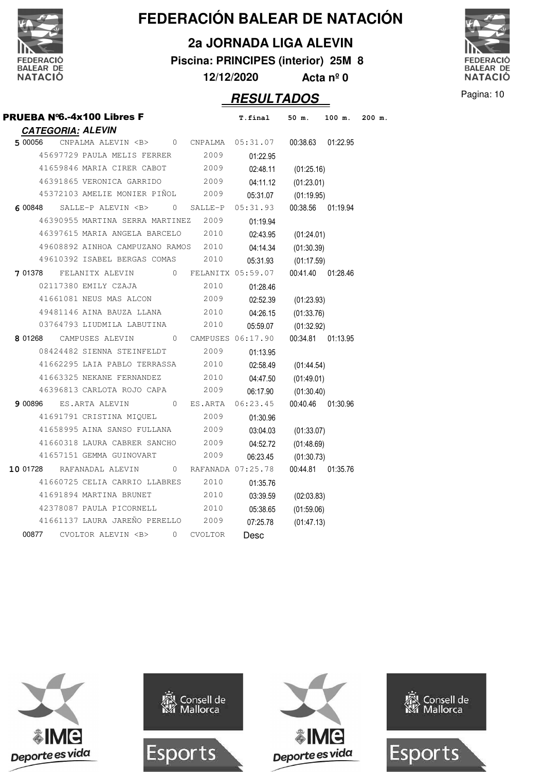# FEDERACIÓN BALEAR DE NATACIÓN

## 2a JORNADA LIGA ALEVIN

**Piscina: PRINCIPES (interior) 25M 8**

**12/12/2020** **Acta nº 0**

## *RESULTADOS*

### PRUEBA Nº6.-4x100 Libres F

***CATEGORIA: ALEVIN***

| | | | | | T.final | 50 m. | 100 m. | 200 m. |
|---|---|---|---|---|---|---|---|---|
| 5 | 00056 | CNPALMA ALEVIN <B> | 0 | CNPALMA | 05:31.07 | 00:38.63 | 01:22.95 | |
| | | 45697729 PAULA MELIS FERRER | 2009 | | 01:22.95 | | | |
| | | 41659846 MARIA CIRER CABOT | 2009 | | 02:48.11 | (01:25.16) | | |
| | | 46391865 VERONICA GARRIDO | 2009 | | 04:11.12 | (01:23.01) | | |
| | | 45372103 AMELIE MONIER PIÑOL | 2009 | | 05:31.07 | (01:19.95) | | |
| 6 | 00848 | SALLE-P ALEVIN <B> | 0 | SALLE-P | 05:31.93 | 00:38.56 | 01:19.94 | |
| | | 46390955 MARTINA SERRA MARTINEZ | 2009 | | 01:19.94 | | | |
| | | 46397615 MARIA ANGELA BARCELO | 2010 | | 02:43.95 | (01:24.01) | | |
| | | 49608892 AINHOA CAMPUZANO RAMOS | 2010 | | 04:14.34 | (01:30.39) | | |
| | | 49610392 ISABEL BERGAS COMAS | 2010 | | 05:31.93 | (01:17.59) | | |
| 7 | 01378 | FELANITX ALEVIN | 0 | FELANITX | 05:59.07 | 00:41.40 | 01:28.46 | |
| | | 02117380 EMILY CZAJA | 2010 | | 01:28.46 | | | |
| | | 41661081 NEUS MAS ALCON | 2009 | | 02:52.39 | (01:23.93) | | |
| | | 49481146 AINA BAUZA LLANA | 2010 | | 04:26.15 | (01:33.76) | | |
| | | 03764793 LIUDMILA LABUTINA | 2010 | | 05:59.07 | (01:32.92) | | |
| 8 | 01268 | CAMPUSES ALEVIN | 0 | CAMPUSES | 06:17.90 | 00:34.81 | 01:13.95 | |
| | | 08424482 SIENNA STEINFELDT | 2009 | | 01:13.95 | | | |
| | | 41662295 LAIA PABLO TERRASSA | 2010 | | 02:58.49 | (01:44.54) | | |
| | | 41663325 NEKANE FERNANDEZ | 2010 | | 04:47.50 | (01:49.01) | | |
| | | 46396813 CARLOTA ROJO CAPA | 2009 | | 06:17.90 | (01:30.40) | | |
| 9 | 00896 | ES.ARTA ALEVIN | 0 | ES.ARTA | 06:23.45 | 00:40.46 | 01:30.96 | |
| | | 41691791 CRISTINA MIQUEL | 2009 | | 01:30.96 | | | |
| | | 41658995 AINA SANSO FULLANA | 2009 | | 03:04.03 | (01:33.07) | | |
| | | 41660318 LAURA CABRER SANCHO | 2009 | | 04:52.72 | (01:48.69) | | |
| | | 41657151 GEMMA GUINOVART | 2009 | | 06:23.45 | (01:30.73) | | |
| 10 | 01728 | RAFANADAL ALEVIN | 0 | RAFANADA | 07:25.78 | 00:44.81 | 01:35.76 | |
| | | 41660725 CELIA CARRIO LLABRES | 2010 | | 01:35.76 | | | |
| | | 41691894 MARTINA BRUNET | 2010 | | 03:39.59 | (02:03.83) | | |
| | | 42378087 PAULA PICORNELL | 2010 | | 05:38.65 | (01:59.06) | | |
| | | 41661137 LAURA JAREÑO PERELLO | 2009 | | 07:25.78 | (01:47.13) | | |
| | 00877 | CVOLTOR ALEVIN <B> | 0 | CVOLTOR | Desc | | | |